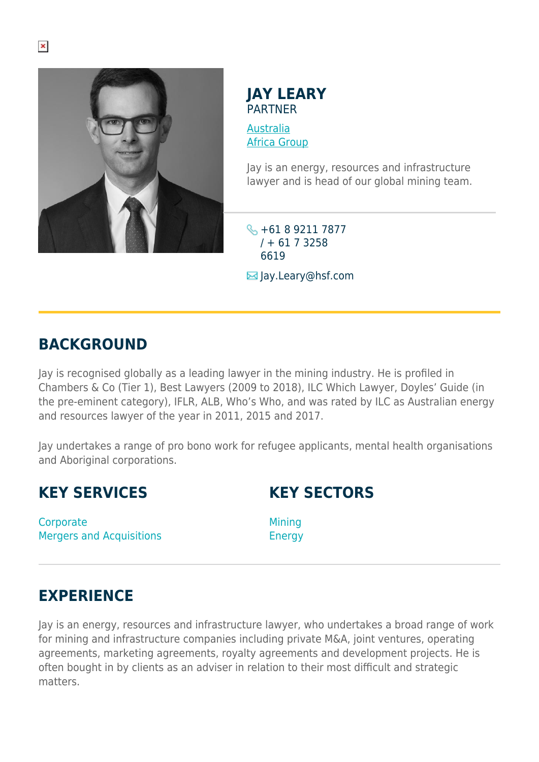# JAY LEARY

PARTNER

Australia
Africa Group

Jay is an energy, resources and infrastructure lawyer and is head of our global mining team.

+61 8 9211 7877 / + 61 7 3258 6619

Jay.Leary@hsf.com

## BACKGROUND

Jay is recognised globally as a leading lawyer in the mining industry. He is profiled in Chambers & Co (Tier 1), Best Lawyers (2009 to 2018), ILC Which Lawyer, Doyles' Guide (in the pre-eminent category), IFLR, ALB, Who's Who, and was rated by ILC as Australian energy and resources lawyer of the year in 2011, 2015 and 2017.

Jay undertakes a range of pro bono work for refugee applicants, mental health organisations and Aboriginal corporations.

## KEY SERVICES

Corporate
Mergers and Acquisitions

## KEY SECTORS

Mining
Energy

## EXPERIENCE

Jay is an energy, resources and infrastructure lawyer, who undertakes a broad range of work for mining and infrastructure companies including private M&A, joint ventures, operating agreements, marketing agreements, royalty agreements and development projects. He is often bought in by clients as an adviser in relation to their most difficult and strategic matters.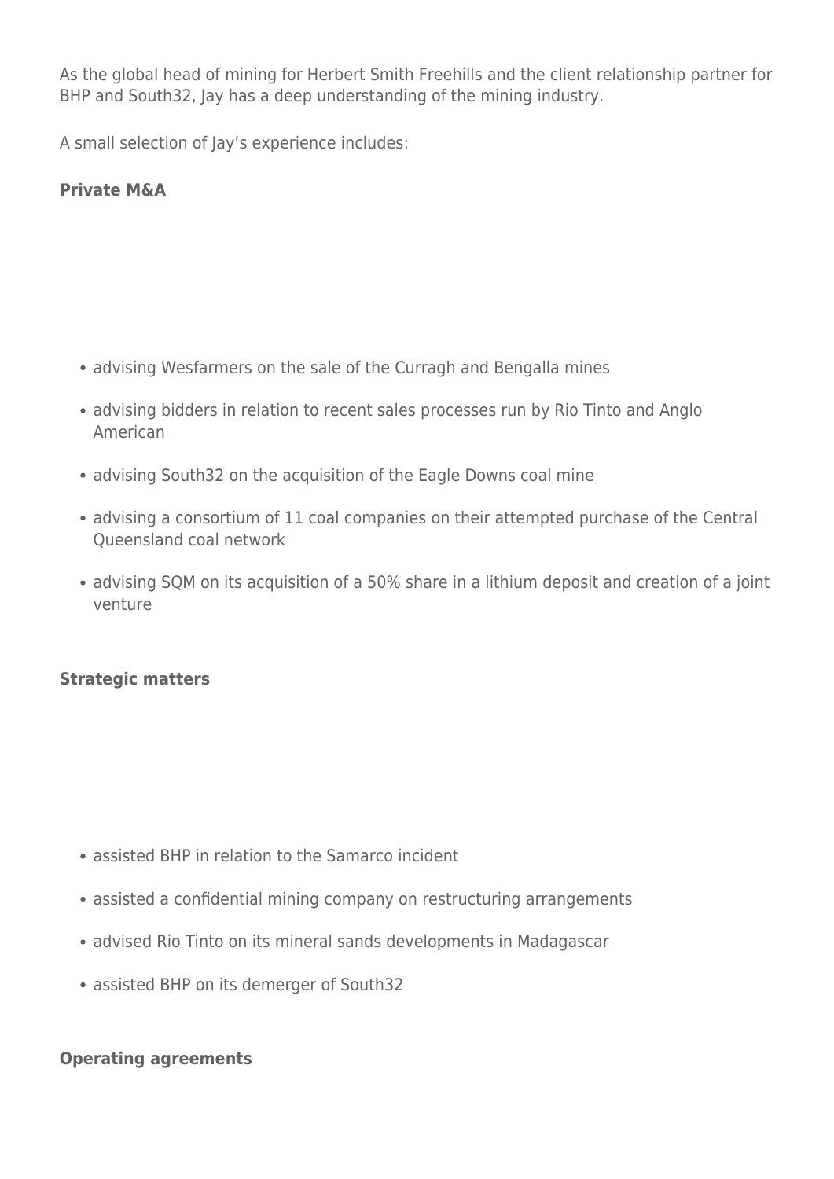As the global head of mining for Herbert Smith Freehills and the client relationship partner for BHP and South32, Jay has a deep understanding of the mining industry.

A small selection of Jay's experience includes:

**Private M&A**

- advising Wesfarmers on the sale of the Curragh and Bengalla mines
- advising bidders in relation to recent sales processes run by Rio Tinto and Anglo American
- advising South32 on the acquisition of the Eagle Downs coal mine
- advising a consortium of 11 coal companies on their attempted purchase of the Central Queensland coal network
- advising SQM on its acquisition of a 50% share in a lithium deposit and creation of a joint venture

**Strategic matters**

- assisted BHP in relation to the Samarco incident
- assisted a confidential mining company on restructuring arrangements
- advised Rio Tinto on its mineral sands developments in Madagascar
- assisted BHP on its demerger of South32

**Operating agreements**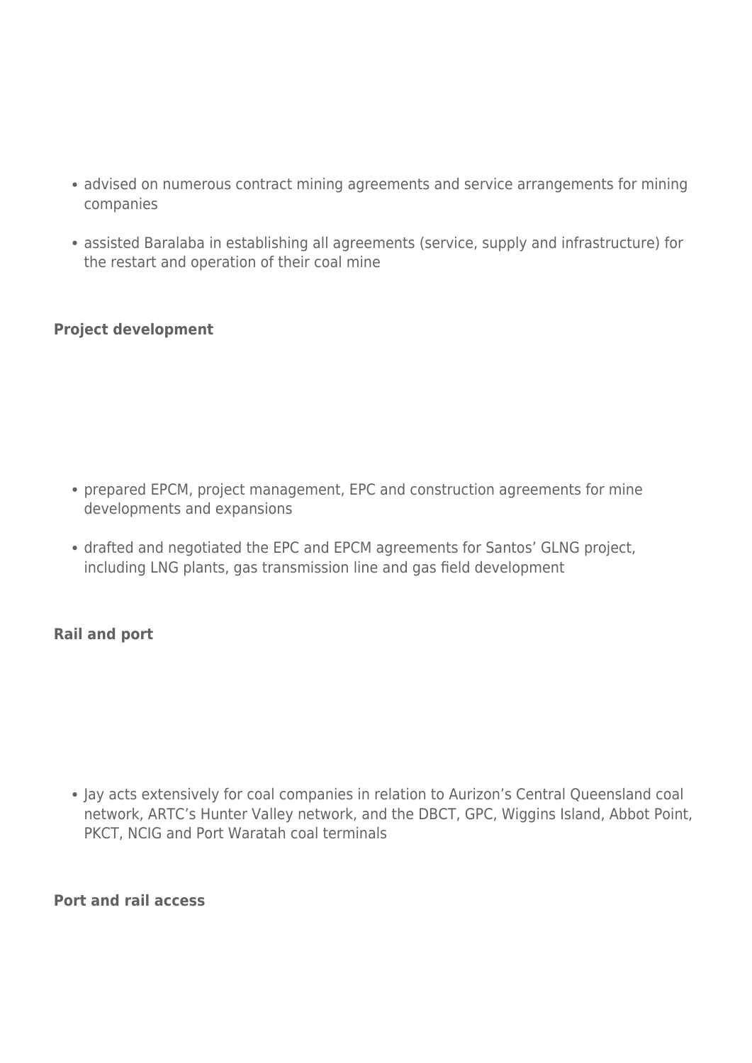- advised on numerous contract mining agreements and service arrangements for mining companies
- assisted Baralaba in establishing all agreements (service, supply and infrastructure) for the restart and operation of their coal mine

**Project development**

- prepared EPCM, project management, EPC and construction agreements for mine developments and expansions
- drafted and negotiated the EPC and EPCM agreements for Santos' GLNG project, including LNG plants, gas transmission line and gas field development

**Rail and port**

- Jay acts extensively for coal companies in relation to Aurizon's Central Queensland coal network, ARTC's Hunter Valley network, and the DBCT, GPC, Wiggins Island, Abbot Point, PKCT, NCIG and Port Waratah coal terminals

**Port and rail access**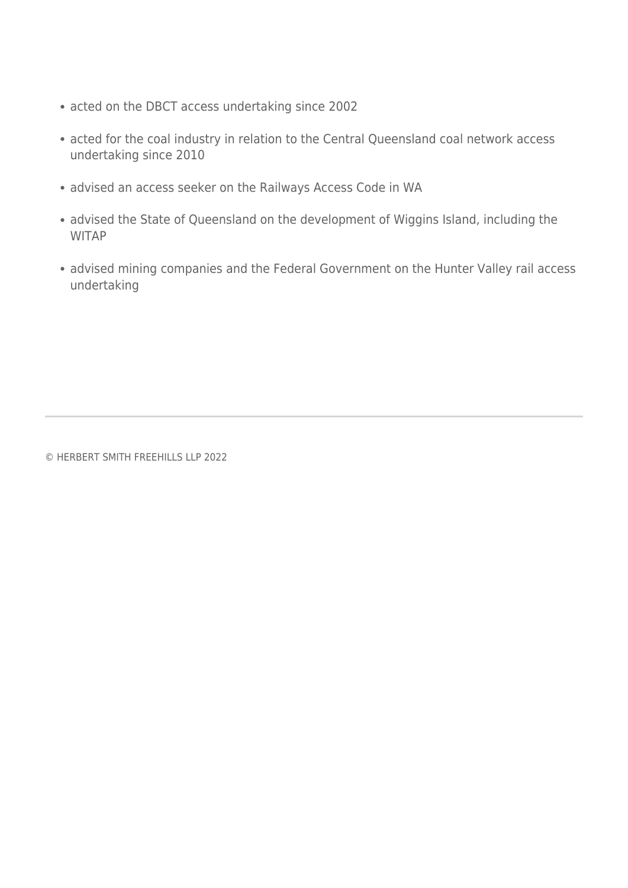- acted on the DBCT access undertaking since 2002
- acted for the coal industry in relation to the Central Queensland coal network access undertaking since 2010
- advised an access seeker on the Railways Access Code in WA
- advised the State of Queensland on the development of Wiggins Island, including the WITAP
- advised mining companies and the Federal Government on the Hunter Valley rail access undertaking

---

© HERBERT SMITH FREEHILLS LLP 2022